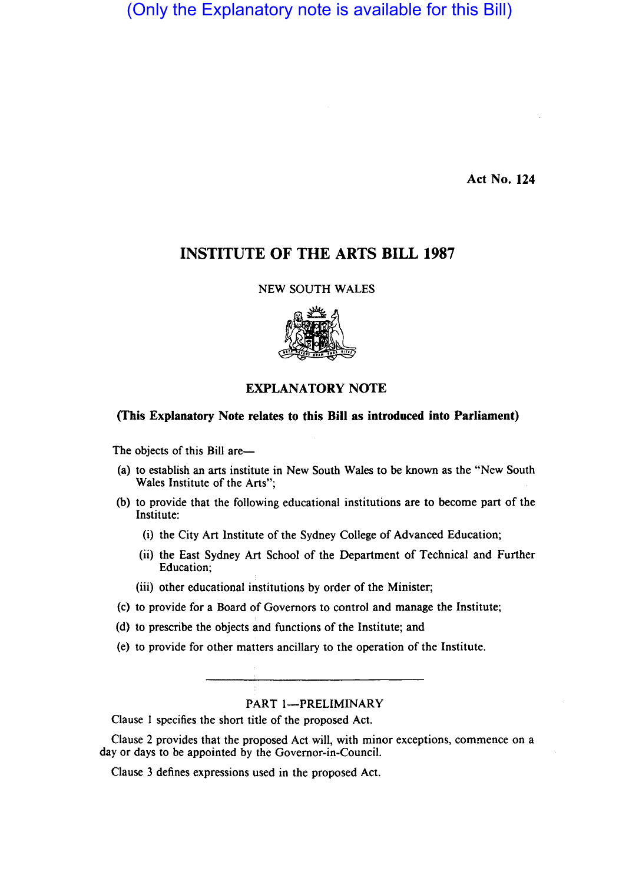(Only the Explanatory note is available for this Bill)

Act No. 124

# INSTITUTE OF THE ARTS BILL 1987

NEW SOUTH WALES

## EXPLANATORY NOTE

**(This Explanatory Note relates to this Bill as introduced into Parliament)**

The objects of this Bill are—

(a) to establish an arts institute in New South Wales to be known as the "New South Wales Institute of the Arts";

(b) to provide that the following educational institutions are to become part of the Institute:

(i) the City Art Institute of the Sydney College of Advanced Education;

(ii) the East Sydney Art School of the Department of Technical and Further Education;

(iii) other educational institutions by order of the Minister;

(c) to provide for a Board of Governors to control and manage the Institute;

(d) to prescribe the objects and functions of the Institute; and

(e) to provide for other matters ancillary to the operation of the Institute.

---

### PART 1—PRELIMINARY

Clause 1 specifies the short title of the proposed Act.

Clause 2 provides that the proposed Act will, with minor exceptions, commence on a day or days to be appointed by the Governor-in-Council.

Clause 3 defines expressions used in the proposed Act.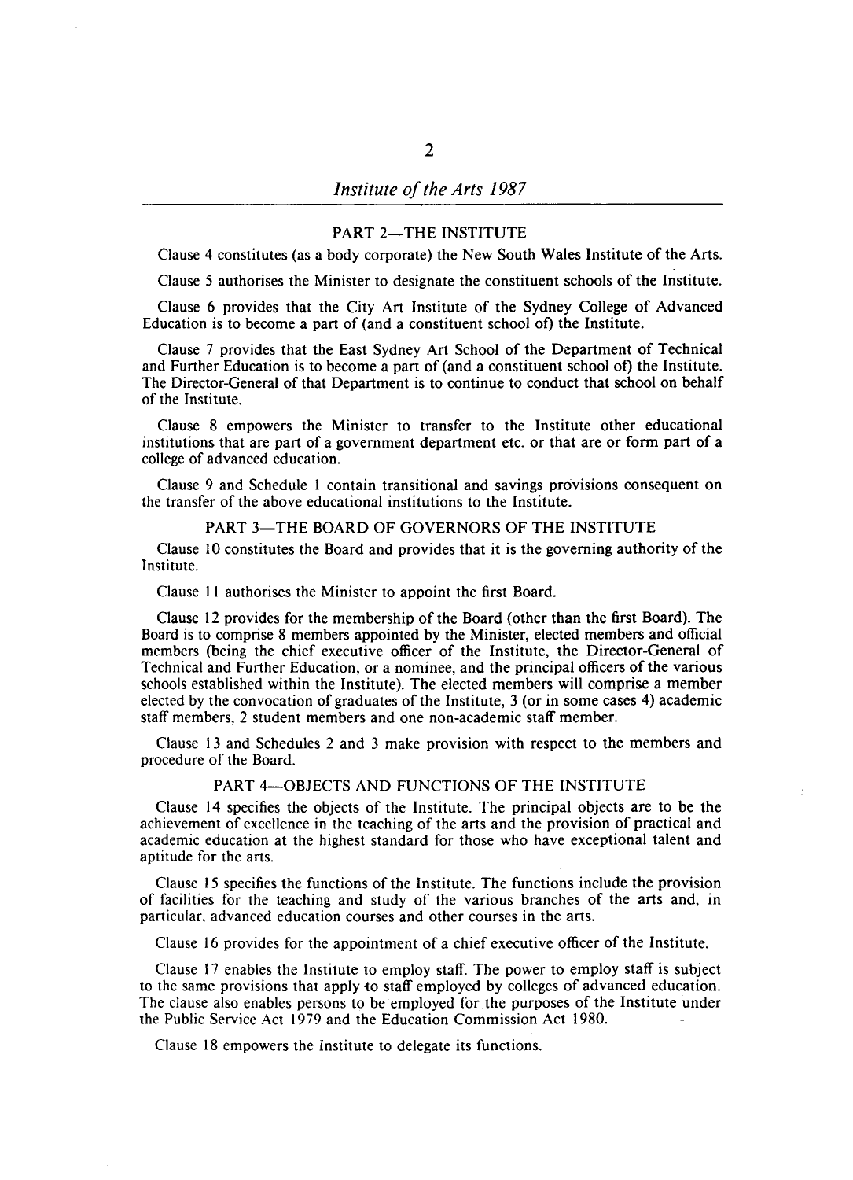## PART 2—THE INSTITUTE

Clause 4 constitutes (as a body corporate) the New South Wales Institute of the Arts.

Clause 5 authorises the Minister to designate the constituent schools of the Institute.

Clause 6 provides that the City Art Institute of the Sydney College of Advanced Education is to become a part of (and a constituent school of) the Institute.

Clause 7 provides that the East Sydney Art School of the Department of Technical and Further Education is to become a part of (and a constituent school of) the Institute. The Director-General of that Department is to continue to conduct that school on behalf of the Institute.

Clause 8 empowers the Minister to transfer to the Institute other educational institutions that are part of a government department etc. or that are or form part of a college of advanced education.

Clause 9 and Schedule 1 contain transitional and savings provisions consequent on the transfer of the above educational institutions to the Institute.

## PART 3—THE BOARD OF GOVERNORS OF THE INSTITUTE

Clause 10 constitutes the Board and provides that it is the governing authority of the Institute.

Clause 11 authorises the Minister to appoint the first Board.

Clause 12 provides for the membership of the Board (other than the first Board). The Board is to comprise 8 members appointed by the Minister, elected members and official members (being the chief executive officer of the Institute, the Director-General of Technical and Further Education, or a nominee, and the principal officers of the various schools established within the Institute). The elected members will comprise a member elected by the convocation of graduates of the Institute, 3 (or in some cases 4) academic staff members, 2 student members and one non-academic staff member.

Clause 13 and Schedules 2 and 3 make provision with respect to the members and procedure of the Board.

## PART 4—OBJECTS AND FUNCTIONS OF THE INSTITUTE

Clause 14 specifies the objects of the Institute. The principal objects are to be the achievement of excellence in the teaching of the arts and the provision of practical and academic education at the highest standard for those who have exceptional talent and aptitude for the arts.

Clause 15 specifies the functions of the Institute. The functions include the provision of facilities for the teaching and study of the various branches of the arts and, in particular, advanced education courses and other courses in the arts.

Clause 16 provides for the appointment of a chief executive officer of the Institute.

Clause 17 enables the Institute to employ staff. The power to employ staff is subject to the same provisions that apply to staff employed by colleges of advanced education. The clause also enables persons to be employed for the purposes of the Institute under the Public Service Act 1979 and the Education Commission Act 1980.

Clause 18 empowers the Institute to delegate its functions.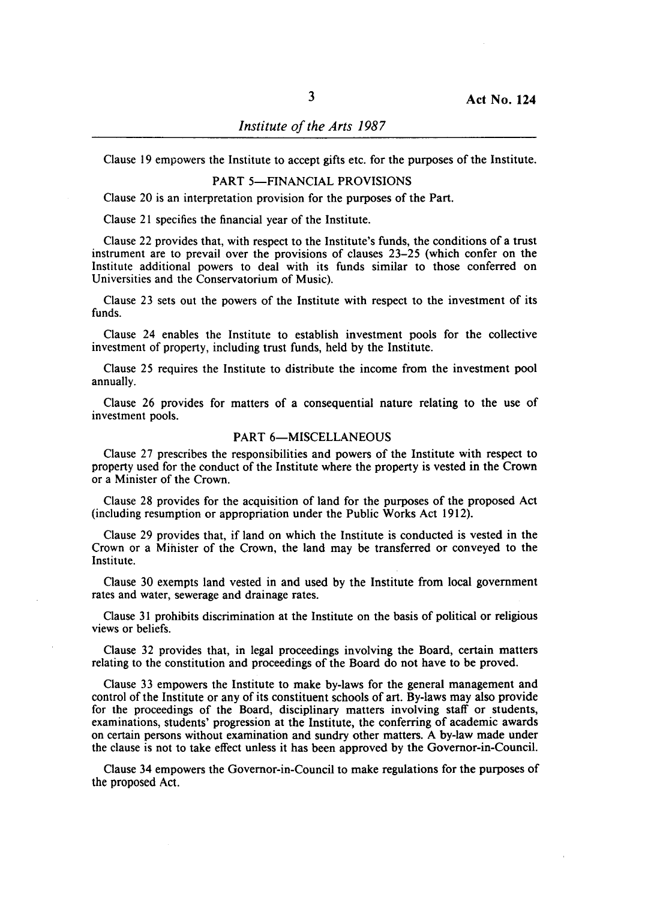Clause 19 empowers the Institute to accept gifts etc. for the purposes of the Institute.

## PART 5—FINANCIAL PROVISIONS

Clause 20 is an interpretation provision for the purposes of the Part.

Clause 21 specifies the financial year of the Institute.

Clause 22 provides that, with respect to the Institute's funds, the conditions of a trust instrument are to prevail over the provisions of clauses 23–25 (which confer on the Institute additional powers to deal with its funds similar to those conferred on Universities and the Conservatorium of Music).

Clause 23 sets out the powers of the Institute with respect to the investment of its funds.

Clause 24 enables the Institute to establish investment pools for the collective investment of property, including trust funds, held by the Institute.

Clause 25 requires the Institute to distribute the income from the investment pool annually.

Clause 26 provides for matters of a consequential nature relating to the use of investment pools.

## PART 6—MISCELLANEOUS

Clause 27 prescribes the responsibilities and powers of the Institute with respect to property used for the conduct of the Institute where the property is vested in the Crown or a Minister of the Crown.

Clause 28 provides for the acquisition of land for the purposes of the proposed Act (including resumption or appropriation under the Public Works Act 1912).

Clause 29 provides that, if land on which the Institute is conducted is vested in the Crown or a Minister of the Crown, the land may be transferred or conveyed to the Institute.

Clause 30 exempts land vested in and used by the Institute from local government rates and water, sewerage and drainage rates.

Clause 31 prohibits discrimination at the Institute on the basis of political or religious views or beliefs.

Clause 32 provides that, in legal proceedings involving the Board, certain matters relating to the constitution and proceedings of the Board do not have to be proved.

Clause 33 empowers the Institute to make by-laws for the general management and control of the Institute or any of its constituent schools of art. By-laws may also provide for the proceedings of the Board, disciplinary matters involving staff or students, examinations, students' progression at the Institute, the conferring of academic awards on certain persons without examination and sundry other matters. A by-law made under the clause is not to take effect unless it has been approved by the Governor-in-Council.

Clause 34 empowers the Governor-in-Council to make regulations for the purposes of the proposed Act.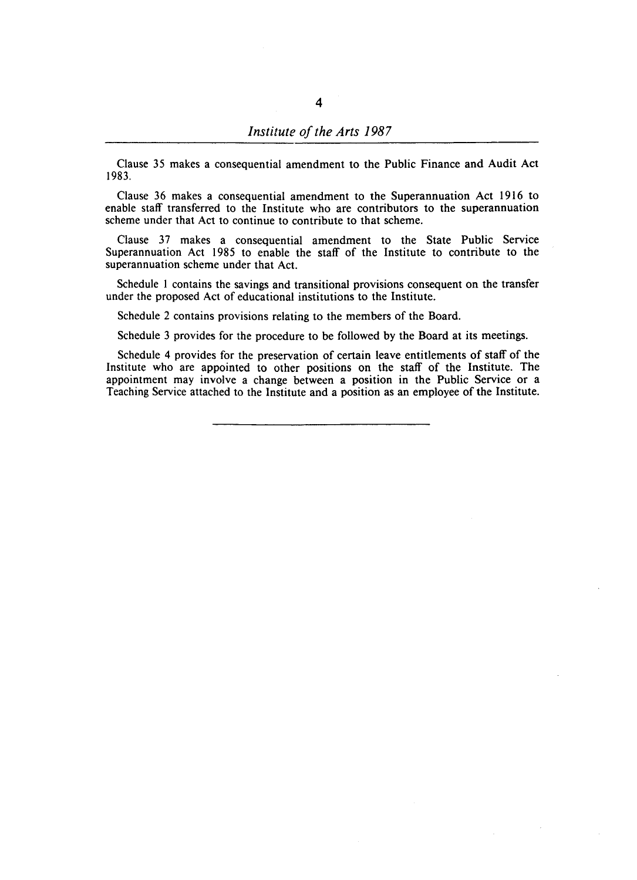Clause 35 makes a consequential amendment to the Public Finance and Audit Act 1983.

Clause 36 makes a consequential amendment to the Superannuation Act 1916 to enable staff transferred to the Institute who are contributors to the superannuation scheme under that Act to continue to contribute to that scheme.

Clause 37 makes a consequential amendment to the State Public Service Superannuation Act 1985 to enable the staff of the Institute to contribute to the superannuation scheme under that Act.

Schedule 1 contains the savings and transitional provisions consequent on the transfer under the proposed Act of educational institutions to the Institute.

Schedule 2 contains provisions relating to the members of the Board.

Schedule 3 provides for the procedure to be followed by the Board at its meetings.

Schedule 4 provides for the preservation of certain leave entitlements of staff of the Institute who are appointed to other positions on the staff of the Institute. The appointment may involve a change between a position in the Public Service or a Teaching Service attached to the Institute and a position as an employee of the Institute.